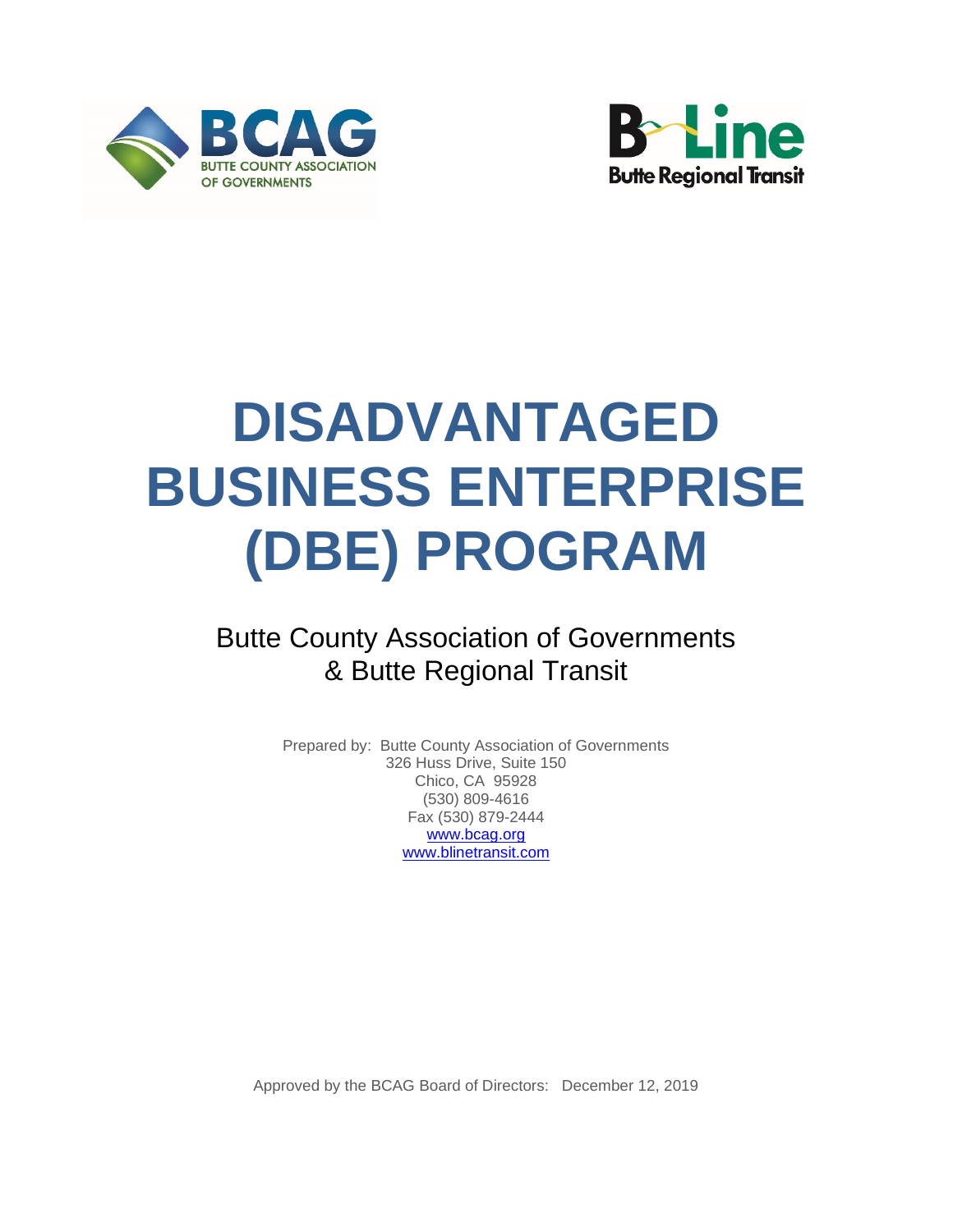BCAG
BUTTE COUNTY ASSOCIATION OF GOVERNMENTS

B-Line
Butte Regional Transit

# DISADVANTAGED BUSINESS ENTERPRISE (DBE) PROGRAM

## Butte County Association of Governments & Butte Regional Transit

Prepared by: Butte County Association of Governments
326 Huss Drive, Suite 150
Chico, CA 95928
(530) 809-4616
Fax (530) 879-2444
www.bcag.org
www.blinetransit.com

Approved by the BCAG Board of Directors: December 12, 2019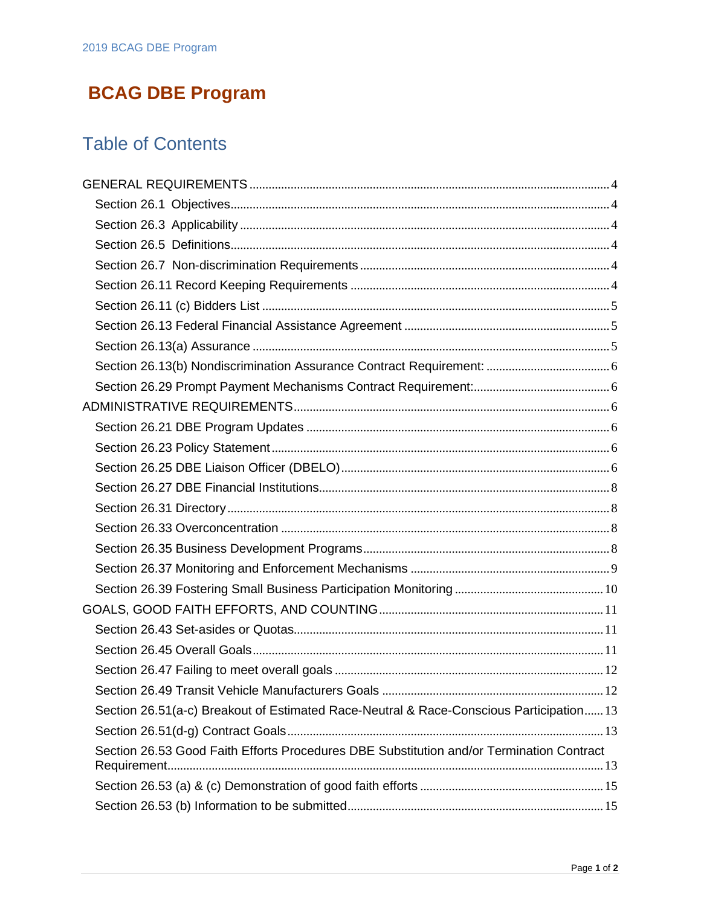# BCAG DBE Program

## Table of Contents

GENERAL REQUIREMENTS ..... 4

- Section 26.1 Objectives ..... 4
- Section 26.3 Applicability ..... 4
- Section 26.5 Definitions ..... 4
- Section 26.7 Non-discrimination Requirements ..... 4
- Section 26.11 Record Keeping Requirements ..... 4
- Section 26.11 (c) Bidders List ..... 5
- Section 26.13 Federal Financial Assistance Agreement ..... 5
- Section 26.13(a) Assurance ..... 5
- Section 26.13(b) Nondiscrimination Assurance Contract Requirement: ..... 6
- Section 26.29 Prompt Payment Mechanisms Contract Requirement: ..... 6

ADMINISTRATIVE REQUIREMENTS ..... 6

- Section 26.21 DBE Program Updates ..... 6
- Section 26.23 Policy Statement ..... 6
- Section 26.25 DBE Liaison Officer (DBELO) ..... 6
- Section 26.27 DBE Financial Institutions ..... 8
- Section 26.31 Directory ..... 8
- Section 26.33 Overconcentration ..... 8
- Section 26.35 Business Development Programs ..... 8
- Section 26.37 Monitoring and Enforcement Mechanisms ..... 9
- Section 26.39 Fostering Small Business Participation Monitoring ..... 10

GOALS, GOOD FAITH EFFORTS, AND COUNTING ..... 11

- Section 26.43 Set-asides or Quotas ..... 11
- Section 26.45 Overall Goals ..... 11
- Section 26.47 Failing to meet overall goals ..... 12
- Section 26.49 Transit Vehicle Manufacturers Goals ..... 12
- Section 26.51(a-c) Breakout of Estimated Race-Neutral & Race-Conscious Participation ..... 13
- Section 26.51(d-g) Contract Goals ..... 13
- Section 26.53 Good Faith Efforts Procedures DBE Substitution and/or Termination Contract Requirement ..... 13
- Section 26.53 (a) & (c) Demonstration of good faith efforts ..... 15
- Section 26.53 (b) Information to be submitted ..... 15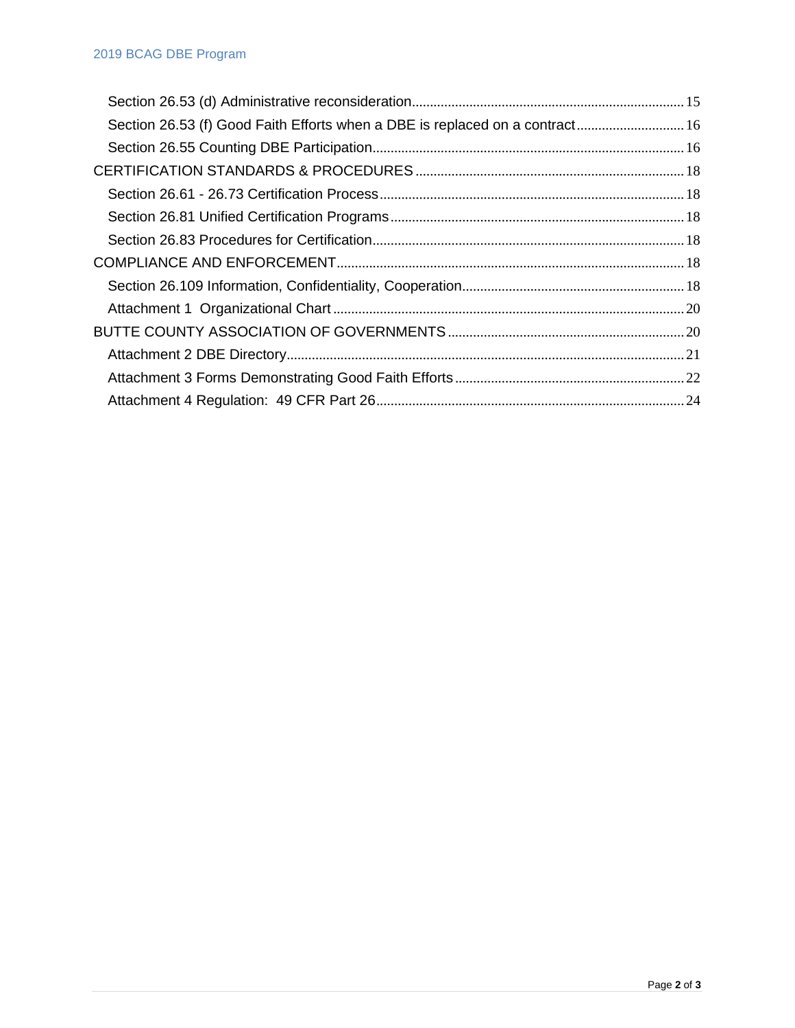Section 26.53 (d) Administrative reconsideration ........................................ 15
Section 26.53 (f) Good Faith Efforts when a DBE is replaced on a contract ........................................ 16
Section 26.55 Counting DBE Participation ........................................ 16
CERTIFICATION STANDARDS & PROCEDURES ........................................ 18
Section 26.61 - 26.73 Certification Process ........................................ 18
Section 26.81 Unified Certification Programs ........................................ 18
Section 26.83 Procedures for Certification ........................................ 18
COMPLIANCE AND ENFORCEMENT ........................................ 18
Section 26.109 Information, Confidentiality, Cooperation ........................................ 18
Attachment 1 Organizational Chart ........................................ 20
BUTTE COUNTY ASSOCIATION OF GOVERNMENTS ........................................ 20
Attachment 2 DBE Directory ........................................ 21
Attachment 3 Forms Demonstrating Good Faith Efforts ........................................ 22
Attachment 4 Regulation: 49 CFR Part 26 ........................................ 24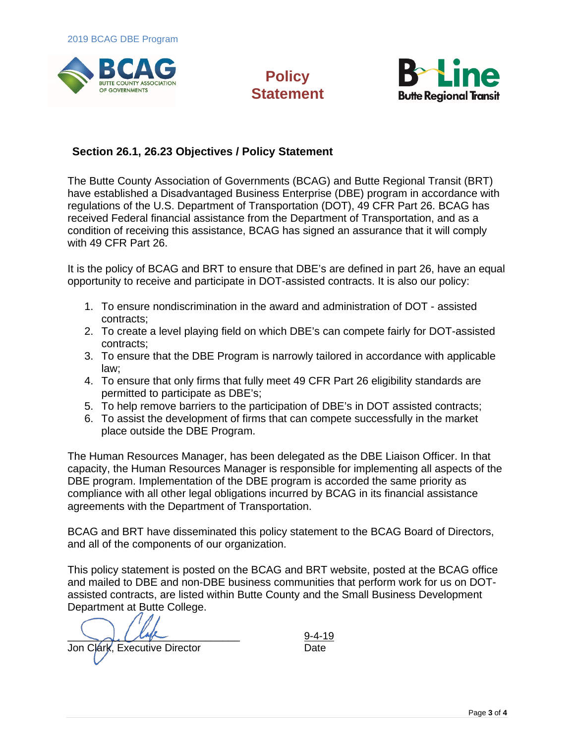# Policy Statement

## Section 26.1, 26.23 Objectives / Policy Statement

The Butte County Association of Governments (BCAG) and Butte Regional Transit (BRT) have established a Disadvantaged Business Enterprise (DBE) program in accordance with regulations of the U.S. Department of Transportation (DOT), 49 CFR Part 26. BCAG has received Federal financial assistance from the Department of Transportation, and as a condition of receiving this assistance, BCAG has signed an assurance that it will comply with 49 CFR Part 26.

It is the policy of BCAG and BRT to ensure that DBE's are defined in part 26, have an equal opportunity to receive and participate in DOT-assisted contracts. It is also our policy:

1. To ensure nondiscrimination in the award and administration of DOT - assisted contracts;
2. To create a level playing field on which DBE's can compete fairly for DOT-assisted contracts;
3. To ensure that the DBE Program is narrowly tailored in accordance with applicable law;
4. To ensure that only firms that fully meet 49 CFR Part 26 eligibility standards are permitted to participate as DBE's;
5. To help remove barriers to the participation of DBE's in DOT assisted contracts;
6. To assist the development of firms that can compete successfully in the market place outside the DBE Program.

The Human Resources Manager, has been delegated as the DBE Liaison Officer. In that capacity, the Human Resources Manager is responsible for implementing all aspects of the DBE program. Implementation of the DBE program is accorded the same priority as compliance with all other legal obligations incurred by BCAG in its financial assistance agreements with the Department of Transportation.

BCAG and BRT have disseminated this policy statement to the BCAG Board of Directors, and all of the components of our organization.

This policy statement is posted on the BCAG and BRT website, posted at the BCAG office and mailed to DBE and non-DBE business communities that perform work for us on DOT-assisted contracts, are listed within Butte County and the Small Business Development Department at Butte College.

Jon Clark, Executive Director

9-4-19
Date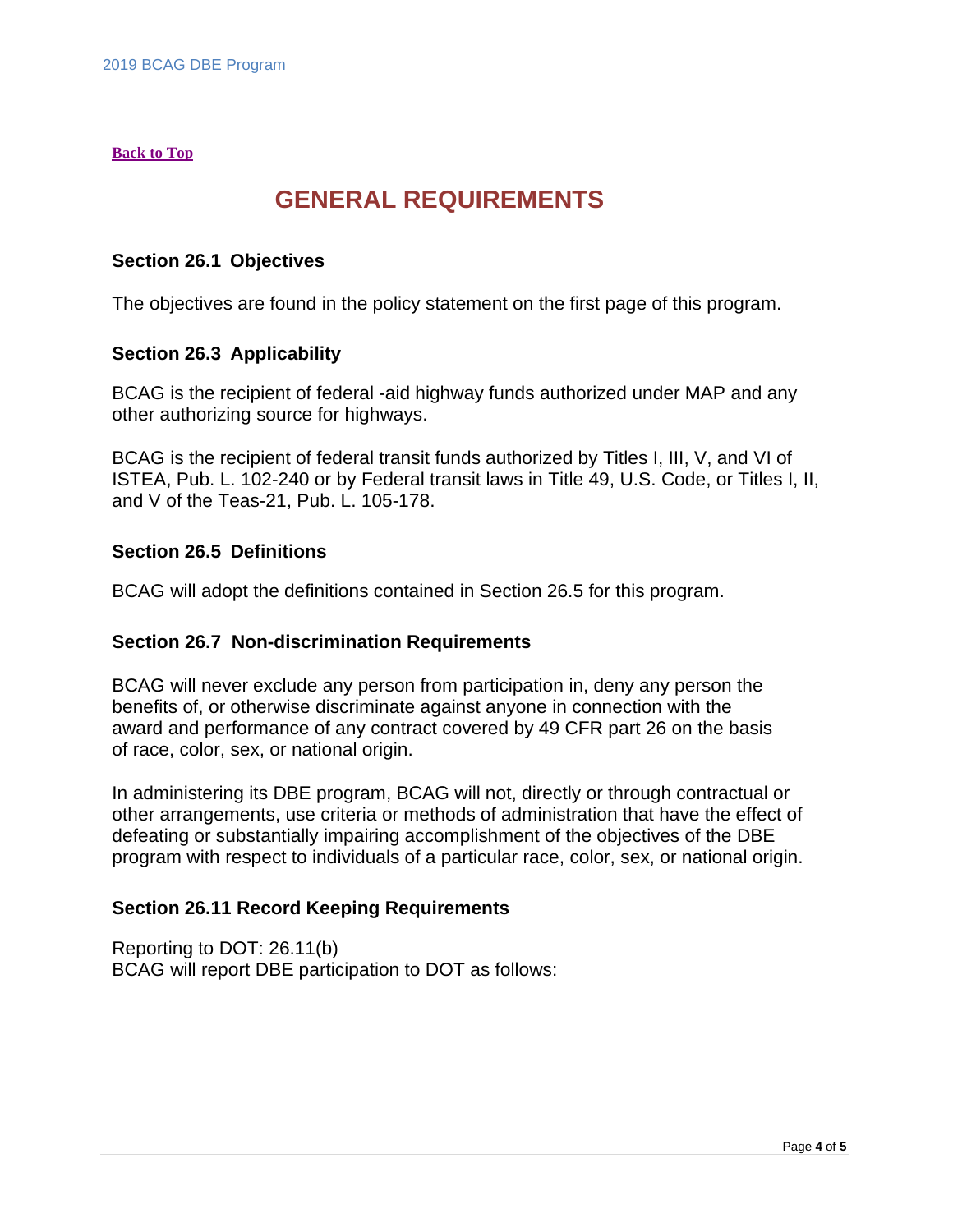[Back to Top]

# GENERAL REQUIREMENTS

### Section 26.1 Objectives

The objectives are found in the policy statement on the first page of this program.

### Section 26.3 Applicability

BCAG is the recipient of federal -aid highway funds authorized under MAP and any other authorizing source for highways.

BCAG is the recipient of federal transit funds authorized by Titles I, III, V, and VI of ISTEA, Pub. L. 102-240 or by Federal transit laws in Title 49, U.S. Code, or Titles I, II, and V of the Teas-21, Pub. L. 105-178.

### Section 26.5 Definitions

BCAG will adopt the definitions contained in Section 26.5 for this program.

### Section 26.7 Non-discrimination Requirements

BCAG will never exclude any person from participation in, deny any person the benefits of, or otherwise discriminate against anyone in connection with the award and performance of any contract covered by 49 CFR part 26 on the basis of race, color, sex, or national origin.

In administering its DBE program, BCAG will not, directly or through contractual or other arrangements, use criteria or methods of administration that have the effect of defeating or substantially impairing accomplishment of the objectives of the DBE program with respect to individuals of a particular race, color, sex, or national origin.

### Section 26.11 Record Keeping Requirements

Reporting to DOT: 26.11(b)
BCAG will report DBE participation to DOT as follows: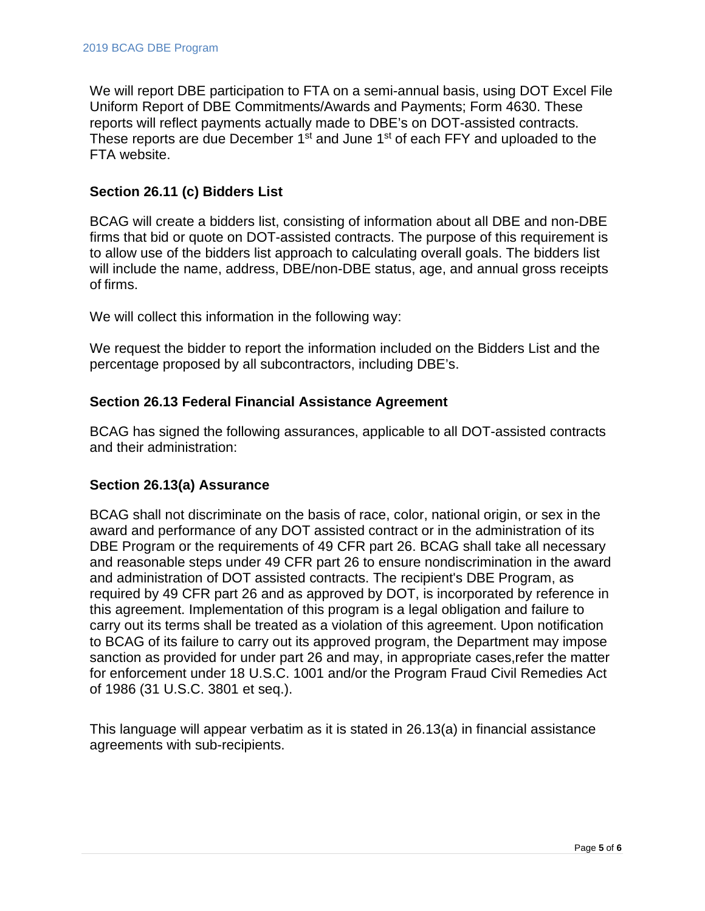We will report DBE participation to FTA on a semi-annual basis, using DOT Excel File Uniform Report of DBE Commitments/Awards and Payments; Form 4630. These reports will reflect payments actually made to DBE's on DOT-assisted contracts. These reports are due December 1st and June 1st of each FFY and uploaded to the FTA website.

### Section 26.11 (c) Bidders List

BCAG will create a bidders list, consisting of information about all DBE and non-DBE firms that bid or quote on DOT-assisted contracts. The purpose of this requirement is to allow use of the bidders list approach to calculating overall goals. The bidders list will include the name, address, DBE/non-DBE status, age, and annual gross receipts of firms.

We will collect this information in the following way:

We request the bidder to report the information included on the Bidders List and the percentage proposed by all subcontractors, including DBE's.

### Section 26.13 Federal Financial Assistance Agreement

BCAG has signed the following assurances, applicable to all DOT-assisted contracts and their administration:

### Section 26.13(a) Assurance

BCAG shall not discriminate on the basis of race, color, national origin, or sex in the award and performance of any DOT assisted contract or in the administration of its DBE Program or the requirements of 49 CFR part 26. BCAG shall take all necessary and reasonable steps under 49 CFR part 26 to ensure nondiscrimination in the award and administration of DOT assisted contracts. The recipient's DBE Program, as required by 49 CFR part 26 and as approved by DOT, is incorporated by reference in this agreement. Implementation of this program is a legal obligation and failure to carry out its terms shall be treated as a violation of this agreement. Upon notification to BCAG of its failure to carry out its approved program, the Department may impose sanction as provided for under part 26 and may, in appropriate cases,refer the matter for enforcement under 18 U.S.C. 1001 and/or the Program Fraud Civil Remedies Act of 1986 (31 U.S.C. 3801 et seq.).

This language will appear verbatim as it is stated in 26.13(a) in financial assistance agreements with sub-recipients.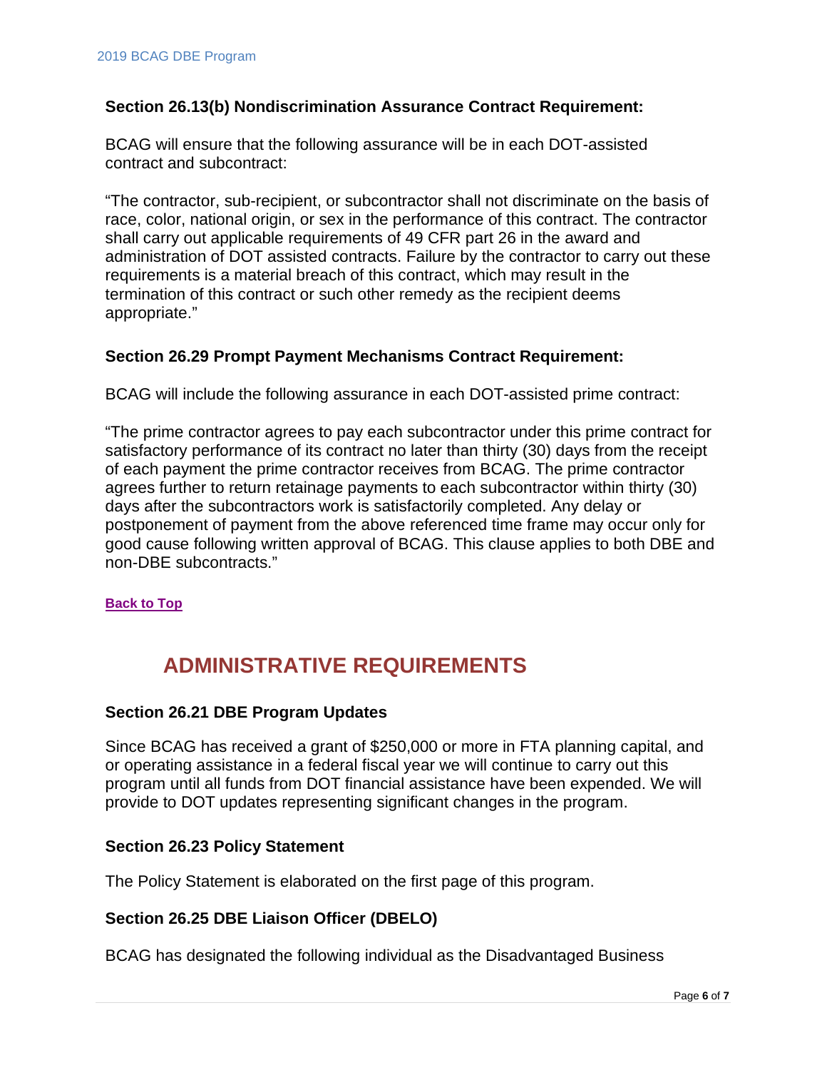### Section 26.13(b) Nondiscrimination Assurance Contract Requirement:

BCAG will ensure that the following assurance will be in each DOT-assisted contract and subcontract:

"The contractor, sub-recipient, or subcontractor shall not discriminate on the basis of race, color, national origin, or sex in the performance of this contract. The contractor shall carry out applicable requirements of 49 CFR part 26 in the award and administration of DOT assisted contracts. Failure by the contractor to carry out these requirements is a material breach of this contract, which may result in the termination of this contract or such other remedy as the recipient deems appropriate."

### Section 26.29 Prompt Payment Mechanisms Contract Requirement:

BCAG will include the following assurance in each DOT-assisted prime contract:

"The prime contractor agrees to pay each subcontractor under this prime contract for satisfactory performance of its contract no later than thirty (30) days from the receipt of each payment the prime contractor receives from BCAG. The prime contractor agrees further to return retainage payments to each subcontractor within thirty (30) days after the subcontractors work is satisfactorily completed. Any delay or postponement of payment from the above referenced time frame may occur only for good cause following written approval of BCAG. This clause applies to both DBE and non-DBE subcontracts."

**Back to Top**

## ADMINISTRATIVE REQUIREMENTS

### Section 26.21 DBE Program Updates

Since BCAG has received a grant of $250,000 or more in FTA planning capital, and or operating assistance in a federal fiscal year we will continue to carry out this program until all funds from DOT financial assistance have been expended. We will provide to DOT updates representing significant changes in the program.

### Section 26.23 Policy Statement

The Policy Statement is elaborated on the first page of this program.

### Section 26.25 DBE Liaison Officer (DBELO)

BCAG has designated the following individual as the Disadvantaged Business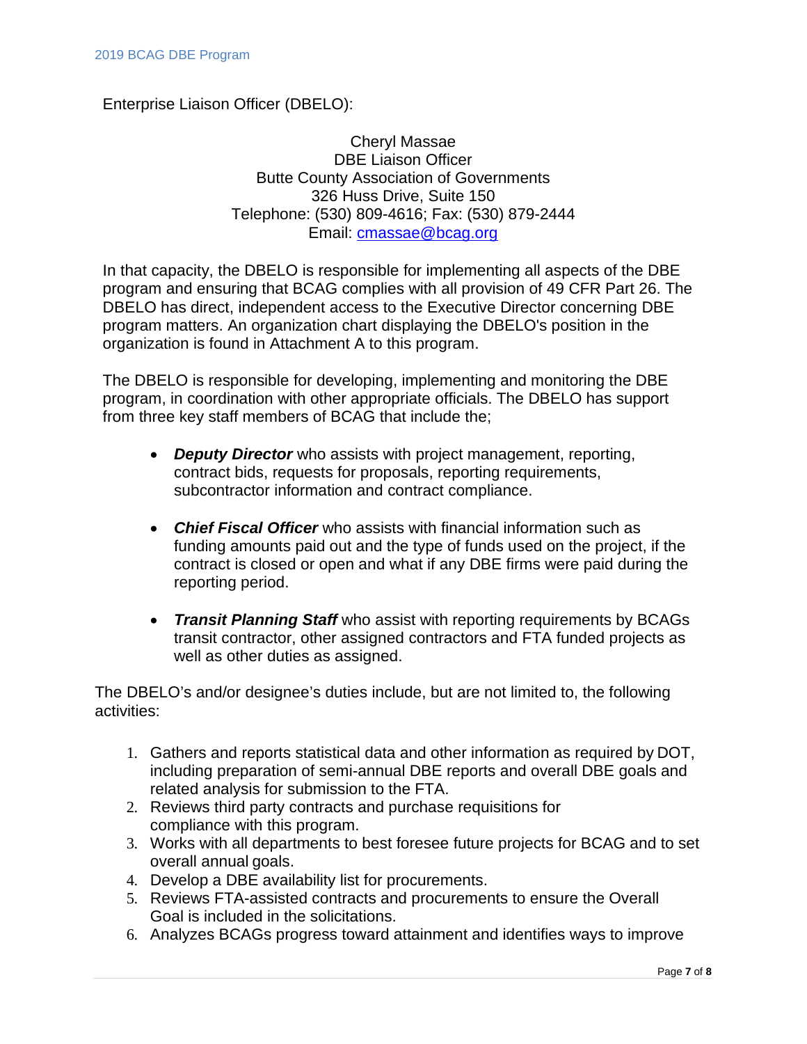Enterprise Liaison Officer (DBELO):

Cheryl Massae  
DBE Liaison Officer  
Butte County Association of Governments  
326 Huss Drive, Suite 150  
Telephone: (530) 809-4616; Fax: (530) 879-2444  
Email: cmassae@bcag.org

In that capacity, the DBELO is responsible for implementing all aspects of the DBE program and ensuring that BCAG complies with all provision of 49 CFR Part 26. The DBELO has direct, independent access to the Executive Director concerning DBE program matters. An organization chart displaying the DBELO's position in the organization is found in Attachment A to this program.

The DBELO is responsible for developing, implementing and monitoring the DBE program, in coordination with other appropriate officials. The DBELO has support from three key staff members of BCAG that include the;

- ***Deputy Director*** who assists with project management, reporting, contract bids, requests for proposals, reporting requirements, subcontractor information and contract compliance.

- ***Chief Fiscal Officer*** who assists with financial information such as funding amounts paid out and the type of funds used on the project, if the contract is closed or open and what if any DBE firms were paid during the reporting period.

- ***Transit Planning Staff*** who assist with reporting requirements by BCAGs transit contractor, other assigned contractors and FTA funded projects as well as other duties as assigned.

The DBELO's and/or designee's duties include, but are not limited to, the following activities:

1. Gathers and reports statistical data and other information as required by DOT, including preparation of semi-annual DBE reports and overall DBE goals and related analysis for submission to the FTA.
2. Reviews third party contracts and purchase requisitions for compliance with this program.
3. Works with all departments to best foresee future projects for BCAG and to set overall annual goals.
4. Develop a DBE availability list for procurements.
5. Reviews FTA-assisted contracts and procurements to ensure the Overall Goal is included in the solicitations.
6. Analyzes BCAGs progress toward attainment and identifies ways to improve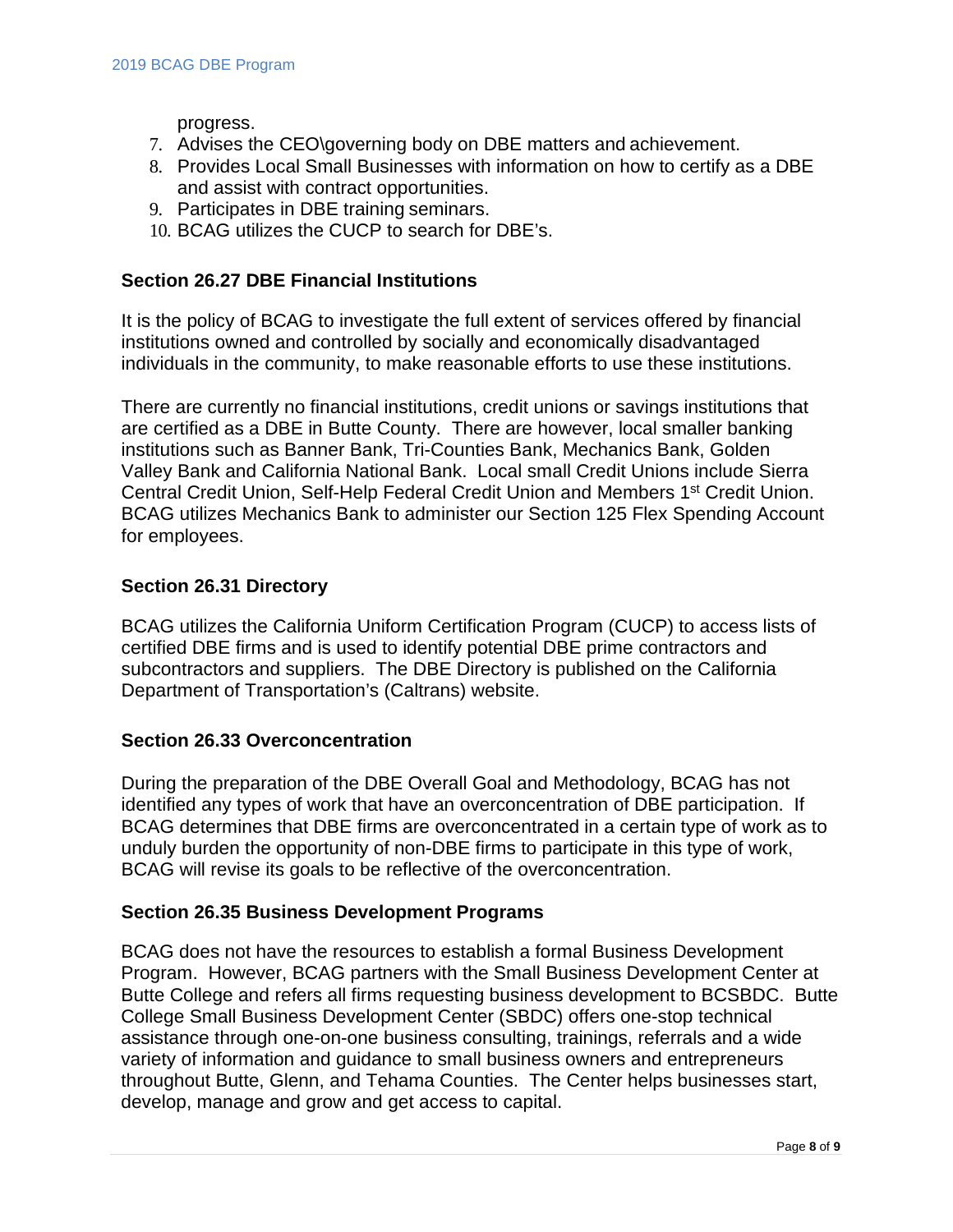progress.

7. Advises the CEO\governing body on DBE matters and achievement.
8. Provides Local Small Businesses with information on how to certify as a DBE and assist with contract opportunities.
9. Participates in DBE training seminars.
10. BCAG utilizes the CUCP to search for DBE's.

## Section 26.27 DBE Financial Institutions

It is the policy of BCAG to investigate the full extent of services offered by financial institutions owned and controlled by socially and economically disadvantaged individuals in the community, to make reasonable efforts to use these institutions.

There are currently no financial institutions, credit unions or savings institutions that are certified as a DBE in Butte County. There are however, local smaller banking institutions such as Banner Bank, Tri-Counties Bank, Mechanics Bank, Golden Valley Bank and California National Bank. Local small Credit Unions include Sierra Central Credit Union, Self-Help Federal Credit Union and Members 1st Credit Union. BCAG utilizes Mechanics Bank to administer our Section 125 Flex Spending Account for employees.

## Section 26.31 Directory

BCAG utilizes the California Uniform Certification Program (CUCP) to access lists of certified DBE firms and is used to identify potential DBE prime contractors and subcontractors and suppliers. The DBE Directory is published on the California Department of Transportation's (Caltrans) website.

## Section 26.33 Overconcentration

During the preparation of the DBE Overall Goal and Methodology, BCAG has not identified any types of work that have an overconcentration of DBE participation. If BCAG determines that DBE firms are overconcentrated in a certain type of work as to unduly burden the opportunity of non-DBE firms to participate in this type of work, BCAG will revise its goals to be reflective of the overconcentration.

## Section 26.35 Business Development Programs

BCAG does not have the resources to establish a formal Business Development Program. However, BCAG partners with the Small Business Development Center at Butte College and refers all firms requesting business development to BCSBDC. Butte College Small Business Development Center (SBDC) offers one-stop technical assistance through one-on-one business consulting, trainings, referrals and a wide variety of information and guidance to small business owners and entrepreneurs throughout Butte, Glenn, and Tehama Counties. The Center helps businesses start, develop, manage and grow and get access to capital.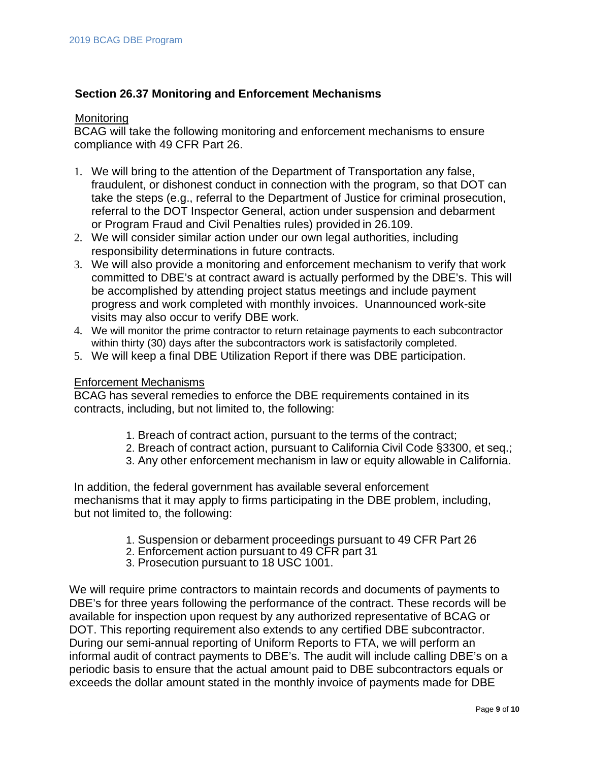### Section 26.37 Monitoring and Enforcement Mechanisms

Monitoring

BCAG will take the following monitoring and enforcement mechanisms to ensure compliance with 49 CFR Part 26.

1. We will bring to the attention of the Department of Transportation any false, fraudulent, or dishonest conduct in connection with the program, so that DOT can take the steps (e.g., referral to the Department of Justice for criminal prosecution, referral to the DOT Inspector General, action under suspension and debarment or Program Fraud and Civil Penalties rules) provided in 26.109.
2. We will consider similar action under our own legal authorities, including responsibility determinations in future contracts.
3. We will also provide a monitoring and enforcement mechanism to verify that work committed to DBE's at contract award is actually performed by the DBE's. This will be accomplished by attending project status meetings and include payment progress and work completed with monthly invoices. Unannounced work-site visits may also occur to verify DBE work.
4. We will monitor the prime contractor to return retainage payments to each subcontractor within thirty (30) days after the subcontractors work is satisfactorily completed.
5. We will keep a final DBE Utilization Report if there was DBE participation.

Enforcement Mechanisms

BCAG has several remedies to enforce the DBE requirements contained in its contracts, including, but not limited to, the following:

1. Breach of contract action, pursuant to the terms of the contract;
2. Breach of contract action, pursuant to California Civil Code §3300, et seq.;
3. Any other enforcement mechanism in law or equity allowable in California.

In addition, the federal government has available several enforcement mechanisms that it may apply to firms participating in the DBE problem, including, but not limited to, the following:

1. Suspension or debarment proceedings pursuant to 49 CFR Part 26
2. Enforcement action pursuant to 49 CFR part 31
3. Prosecution pursuant to 18 USC 1001.

We will require prime contractors to maintain records and documents of payments to DBE's for three years following the performance of the contract. These records will be available for inspection upon request by any authorized representative of BCAG or DOT. This reporting requirement also extends to any certified DBE subcontractor. During our semi-annual reporting of Uniform Reports to FTA, we will perform an informal audit of contract payments to DBE's. The audit will include calling DBE's on a periodic basis to ensure that the actual amount paid to DBE subcontractors equals or exceeds the dollar amount stated in the monthly invoice of payments made for DBE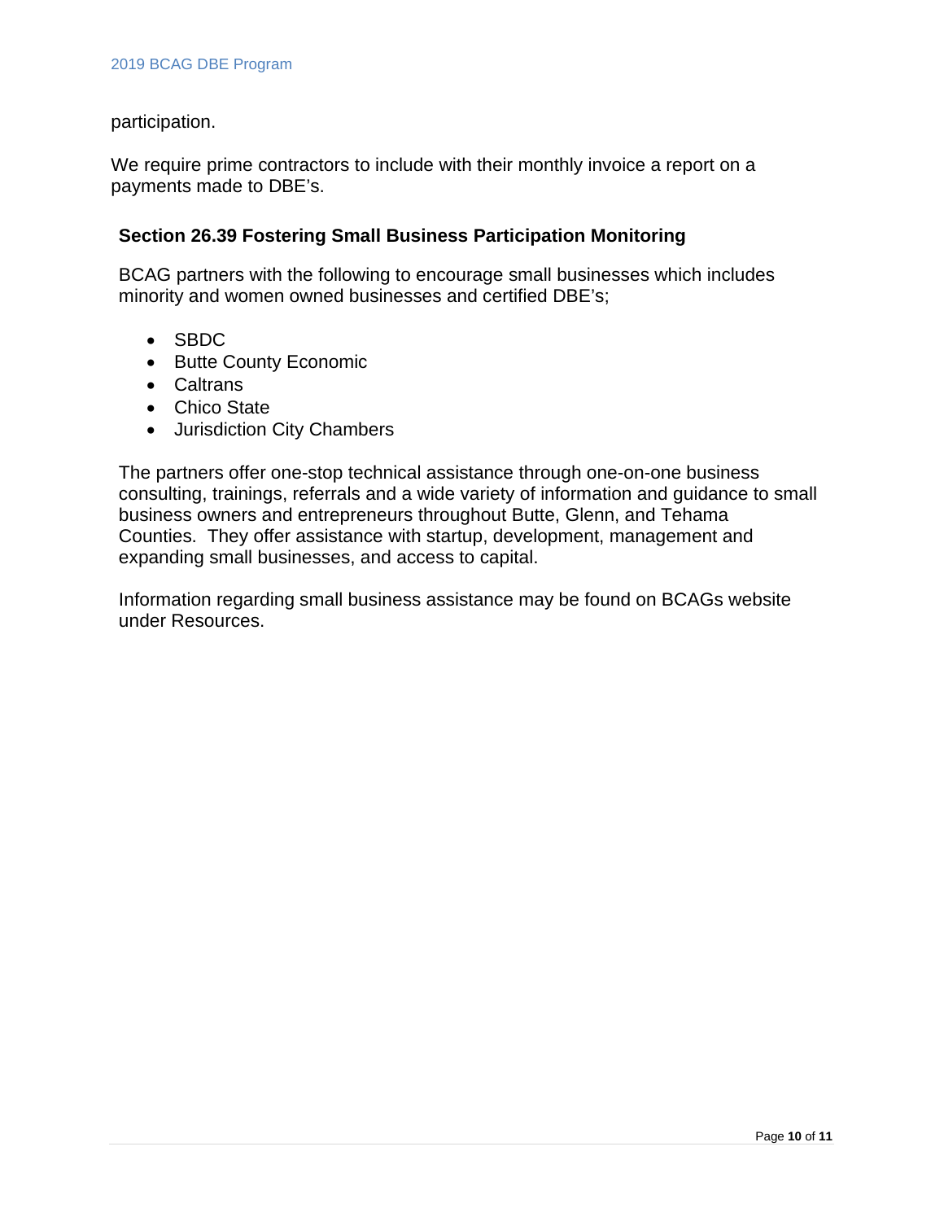participation.

We require prime contractors to include with their monthly invoice a report on a payments made to DBE's.

### Section 26.39 Fostering Small Business Participation Monitoring

BCAG partners with the following to encourage small businesses which includes minority and women owned businesses and certified DBE's;

- SBDC
- Butte County Economic
- Caltrans
- Chico State
- Jurisdiction City Chambers

The partners offer one-stop technical assistance through one-on-one business consulting, trainings, referrals and a wide variety of information and guidance to small business owners and entrepreneurs throughout Butte, Glenn, and Tehama Counties. They offer assistance with startup, development, management and expanding small businesses, and access to capital.

Information regarding small business assistance may be found on BCAGs website under Resources.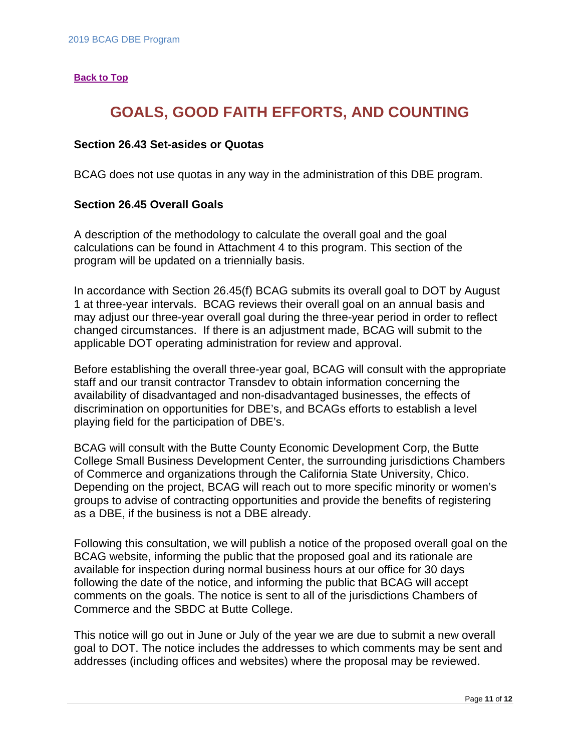[**Back to Top**]()

# GOALS, GOOD FAITH EFFORTS, AND COUNTING

### Section 26.43 Set-asides or Quotas

BCAG does not use quotas in any way in the administration of this DBE program.

### Section 26.45 Overall Goals

A description of the methodology to calculate the overall goal and the goal calculations can be found in Attachment 4 to this program. This section of the program will be updated on a triennially basis.

In accordance with Section 26.45(f) BCAG submits its overall goal to DOT by August 1 at three-year intervals. BCAG reviews their overall goal on an annual basis and may adjust our three-year overall goal during the three-year period in order to reflect changed circumstances. If there is an adjustment made, BCAG will submit to the applicable DOT operating administration for review and approval.

Before establishing the overall three-year goal, BCAG will consult with the appropriate staff and our transit contractor Transdev to obtain information concerning the availability of disadvantaged and non-disadvantaged businesses, the effects of discrimination on opportunities for DBE's, and BCAGs efforts to establish a level playing field for the participation of DBE's.

BCAG will consult with the Butte County Economic Development Corp, the Butte College Small Business Development Center, the surrounding jurisdictions Chambers of Commerce and organizations through the California State University, Chico. Depending on the project, BCAG will reach out to more specific minority or women's groups to advise of contracting opportunities and provide the benefits of registering as a DBE, if the business is not a DBE already.

Following this consultation, we will publish a notice of the proposed overall goal on the BCAG website, informing the public that the proposed goal and its rationale are available for inspection during normal business hours at our office for 30 days following the date of the notice, and informing the public that BCAG will accept comments on the goals. The notice is sent to all of the jurisdictions Chambers of Commerce and the SBDC at Butte College.

This notice will go out in June or July of the year we are due to submit a new overall goal to DOT. The notice includes the addresses to which comments may be sent and addresses (including offices and websites) where the proposal may be reviewed.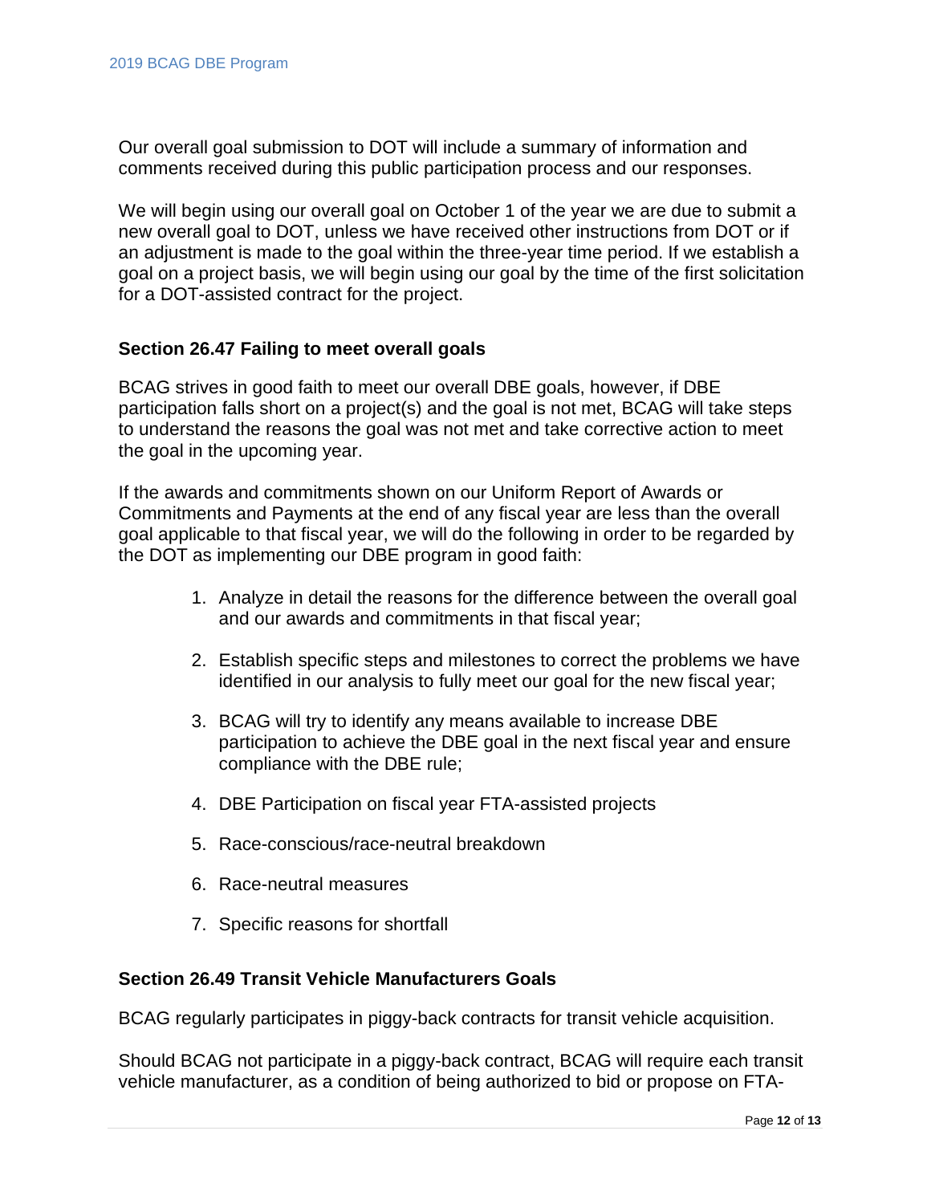Our overall goal submission to DOT will include a summary of information and comments received during this public participation process and our responses.

We will begin using our overall goal on October 1 of the year we are due to submit a new overall goal to DOT, unless we have received other instructions from DOT or if an adjustment is made to the goal within the three-year time period. If we establish a goal on a project basis, we will begin using our goal by the time of the first solicitation for a DOT-assisted contract for the project.

### Section 26.47 Failing to meet overall goals

BCAG strives in good faith to meet our overall DBE goals, however, if DBE participation falls short on a project(s) and the goal is not met, BCAG will take steps to understand the reasons the goal was not met and take corrective action to meet the goal in the upcoming year.

If the awards and commitments shown on our Uniform Report of Awards or Commitments and Payments at the end of any fiscal year are less than the overall goal applicable to that fiscal year, we will do the following in order to be regarded by the DOT as implementing our DBE program in good faith:

1. Analyze in detail the reasons for the difference between the overall goal and our awards and commitments in that fiscal year;
2. Establish specific steps and milestones to correct the problems we have identified in our analysis to fully meet our goal for the new fiscal year;
3. BCAG will try to identify any means available to increase DBE participation to achieve the DBE goal in the next fiscal year and ensure compliance with the DBE rule;
4. DBE Participation on fiscal year FTA-assisted projects
5. Race-conscious/race-neutral breakdown
6. Race-neutral measures
7. Specific reasons for shortfall

### Section 26.49 Transit Vehicle Manufacturers Goals

BCAG regularly participates in piggy-back contracts for transit vehicle acquisition.

Should BCAG not participate in a piggy-back contract, BCAG will require each transit vehicle manufacturer, as a condition of being authorized to bid or propose on FTA-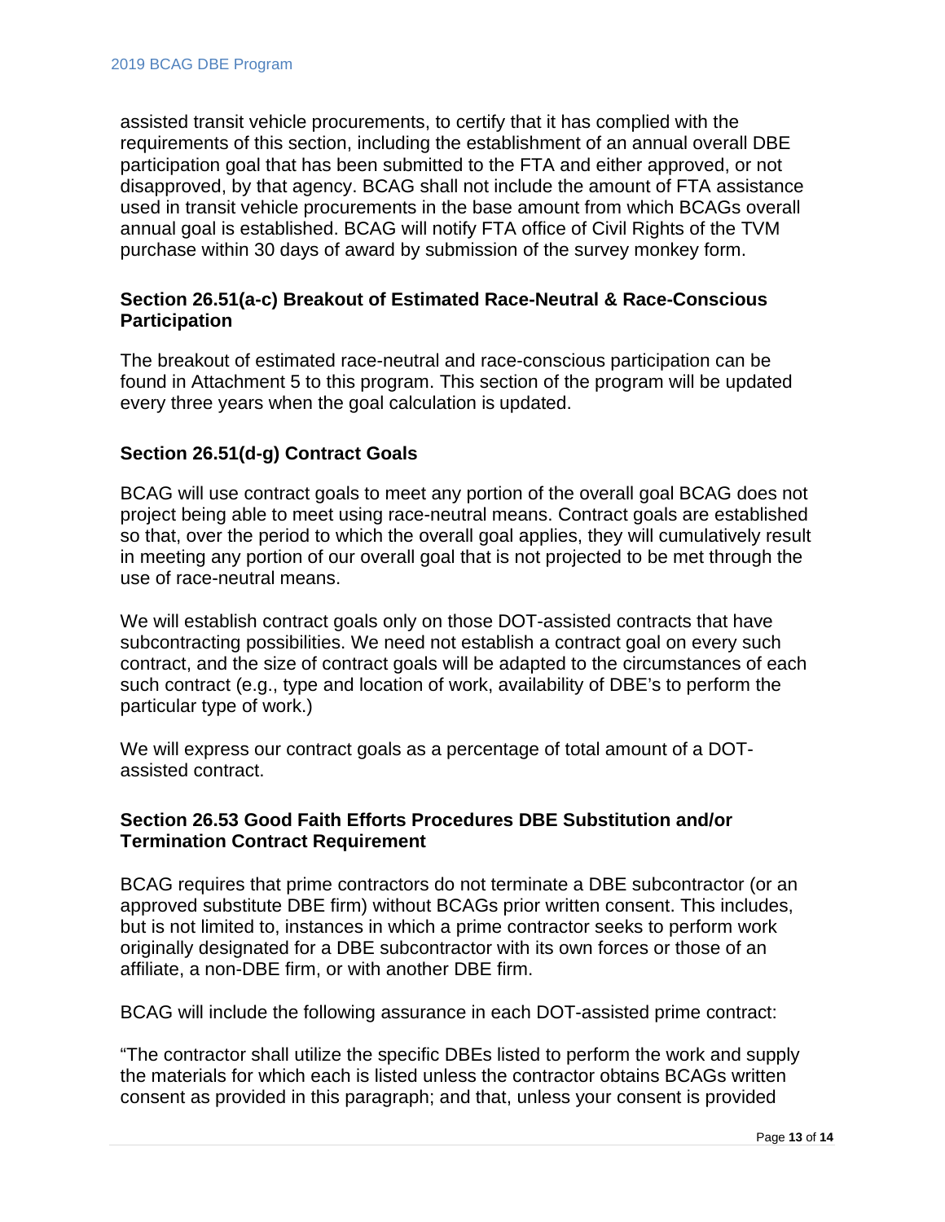assisted transit vehicle procurements, to certify that it has complied with the requirements of this section, including the establishment of an annual overall DBE participation goal that has been submitted to the FTA and either approved, or not disapproved, by that agency. BCAG shall not include the amount of FTA assistance used in transit vehicle procurements in the base amount from which BCAGs overall annual goal is established. BCAG will notify FTA office of Civil Rights of the TVM purchase within 30 days of award by submission of the survey monkey form.

### Section 26.51(a-c) Breakout of Estimated Race-Neutral & Race-Conscious Participation

The breakout of estimated race-neutral and race-conscious participation can be found in Attachment 5 to this program. This section of the program will be updated every three years when the goal calculation is updated.

### Section 26.51(d-g) Contract Goals

BCAG will use contract goals to meet any portion of the overall goal BCAG does not project being able to meet using race-neutral means. Contract goals are established so that, over the period to which the overall goal applies, they will cumulatively result in meeting any portion of our overall goal that is not projected to be met through the use of race-neutral means.

We will establish contract goals only on those DOT-assisted contracts that have subcontracting possibilities. We need not establish a contract goal on every such contract, and the size of contract goals will be adapted to the circumstances of each such contract (e.g., type and location of work, availability of DBE's to perform the particular type of work.)

We will express our contract goals as a percentage of total amount of a DOT-assisted contract.

### Section 26.53 Good Faith Efforts Procedures DBE Substitution and/or Termination Contract Requirement

BCAG requires that prime contractors do not terminate a DBE subcontractor (or an approved substitute DBE firm) without BCAGs prior written consent. This includes, but is not limited to, instances in which a prime contractor seeks to perform work originally designated for a DBE subcontractor with its own forces or those of an affiliate, a non-DBE firm, or with another DBE firm.

BCAG will include the following assurance in each DOT-assisted prime contract:

"The contractor shall utilize the specific DBEs listed to perform the work and supply the materials for which each is listed unless the contractor obtains BCAGs written consent as provided in this paragraph; and that, unless your consent is provided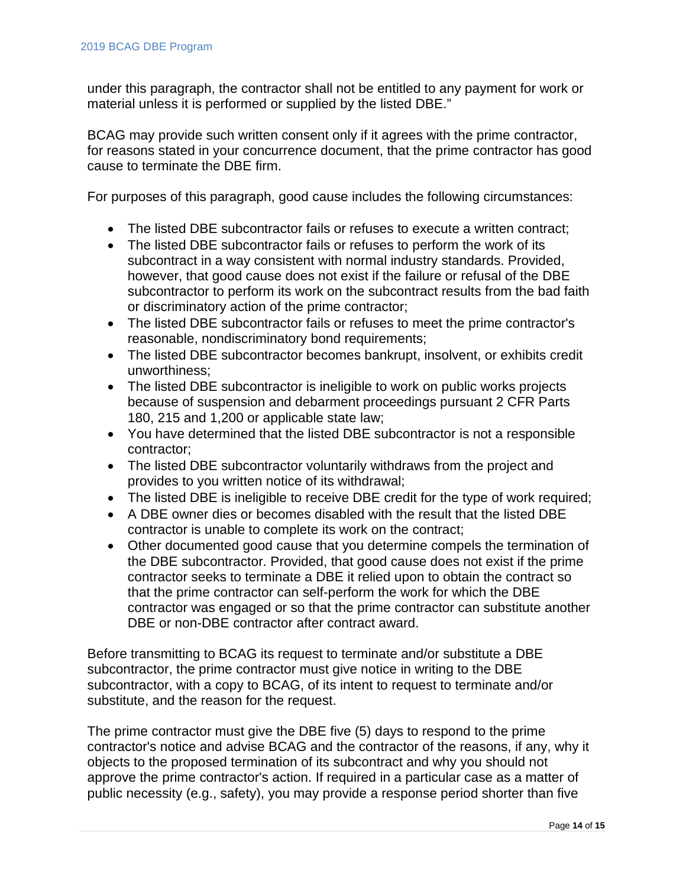under this paragraph, the contractor shall not be entitled to any payment for work or material unless it is performed or supplied by the listed DBE."

BCAG may provide such written consent only if it agrees with the prime contractor, for reasons stated in your concurrence document, that the prime contractor has good cause to terminate the DBE firm.

For purposes of this paragraph, good cause includes the following circumstances:

- The listed DBE subcontractor fails or refuses to execute a written contract;
- The listed DBE subcontractor fails or refuses to perform the work of its subcontract in a way consistent with normal industry standards. Provided, however, that good cause does not exist if the failure or refusal of the DBE subcontractor to perform its work on the subcontract results from the bad faith or discriminatory action of the prime contractor;
- The listed DBE subcontractor fails or refuses to meet the prime contractor's reasonable, nondiscriminatory bond requirements;
- The listed DBE subcontractor becomes bankrupt, insolvent, or exhibits credit unworthiness;
- The listed DBE subcontractor is ineligible to work on public works projects because of suspension and debarment proceedings pursuant 2 CFR Parts 180, 215 and 1,200 or applicable state law;
- You have determined that the listed DBE subcontractor is not a responsible contractor;
- The listed DBE subcontractor voluntarily withdraws from the project and provides to you written notice of its withdrawal;
- The listed DBE is ineligible to receive DBE credit for the type of work required;
- A DBE owner dies or becomes disabled with the result that the listed DBE contractor is unable to complete its work on the contract;
- Other documented good cause that you determine compels the termination of the DBE subcontractor. Provided, that good cause does not exist if the prime contractor seeks to terminate a DBE it relied upon to obtain the contract so that the prime contractor can self-perform the work for which the DBE contractor was engaged or so that the prime contractor can substitute another DBE or non-DBE contractor after contract award.

Before transmitting to BCAG its request to terminate and/or substitute a DBE subcontractor, the prime contractor must give notice in writing to the DBE subcontractor, with a copy to BCAG, of its intent to request to terminate and/or substitute, and the reason for the request.

The prime contractor must give the DBE five (5) days to respond to the prime contractor's notice and advise BCAG and the contractor of the reasons, if any, why it objects to the proposed termination of its subcontract and why you should not approve the prime contractor's action. If required in a particular case as a matter of public necessity (e.g., safety), you may provide a response period shorter than five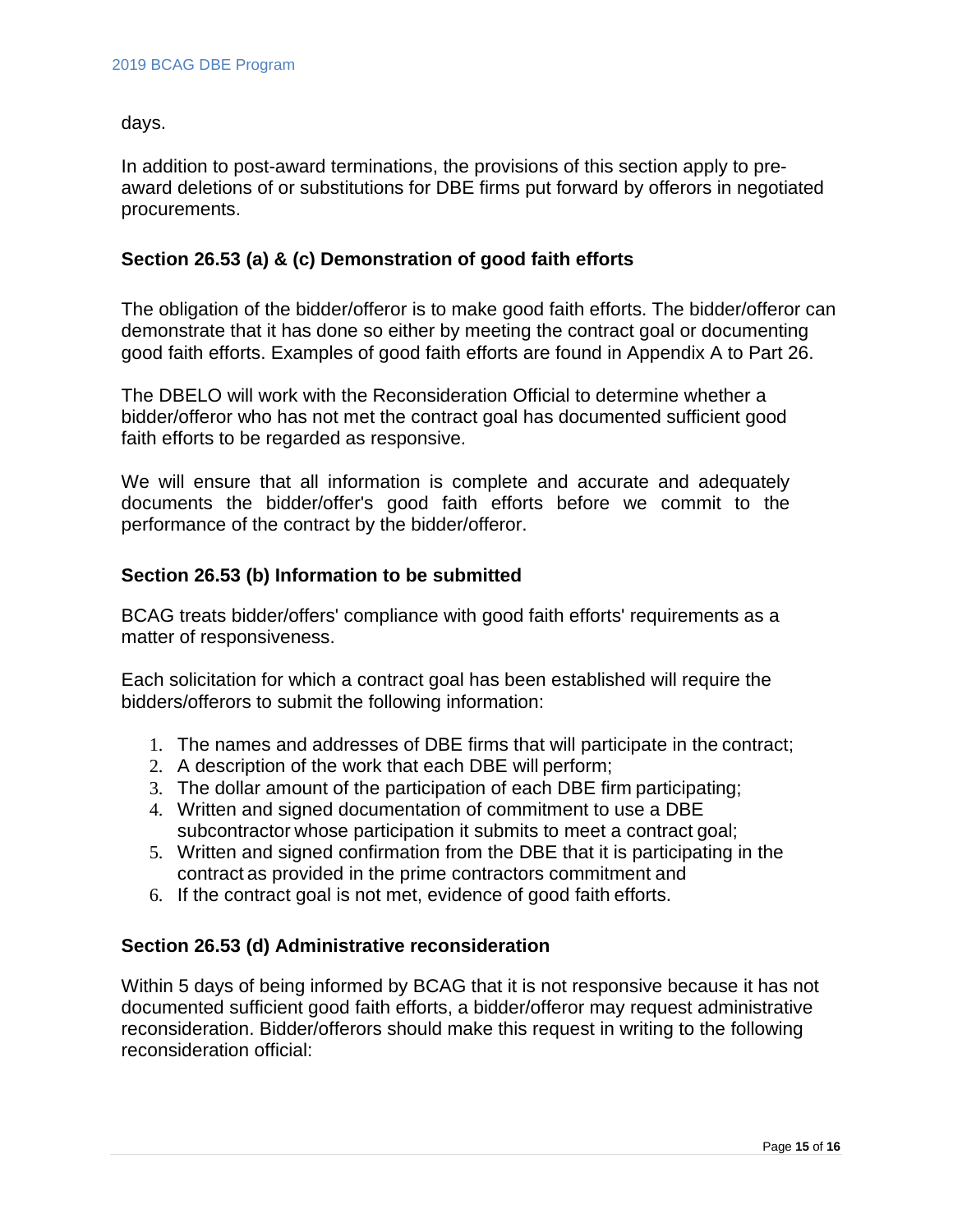days.

In addition to post-award terminations, the provisions of this section apply to pre-award deletions of or substitutions for DBE firms put forward by offerors in negotiated procurements.

### Section 26.53 (a) & (c) Demonstration of good faith efforts

The obligation of the bidder/offeror is to make good faith efforts. The bidder/offeror can demonstrate that it has done so either by meeting the contract goal or documenting good faith efforts. Examples of good faith efforts are found in Appendix A to Part 26.

The DBELO will work with the Reconsideration Official to determine whether a bidder/offeror who has not met the contract goal has documented sufficient good faith efforts to be regarded as responsive.

We will ensure that all information is complete and accurate and adequately documents the bidder/offer's good faith efforts before we commit to the performance of the contract by the bidder/offeror.

### Section 26.53 (b) Information to be submitted

BCAG treats bidder/offers' compliance with good faith efforts' requirements as a matter of responsiveness.

Each solicitation for which a contract goal has been established will require the bidders/offerors to submit the following information:

1. The names and addresses of DBE firms that will participate in the contract;
2. A description of the work that each DBE will perform;
3. The dollar amount of the participation of each DBE firm participating;
4. Written and signed documentation of commitment to use a DBE subcontractor whose participation it submits to meet a contract goal;
5. Written and signed confirmation from the DBE that it is participating in the contract as provided in the prime contractors commitment and
6. If the contract goal is not met, evidence of good faith efforts.

### Section 26.53 (d) Administrative reconsideration

Within 5 days of being informed by BCAG that it is not responsive because it has not documented sufficient good faith efforts, a bidder/offeror may request administrative reconsideration. Bidder/offerors should make this request in writing to the following reconsideration official: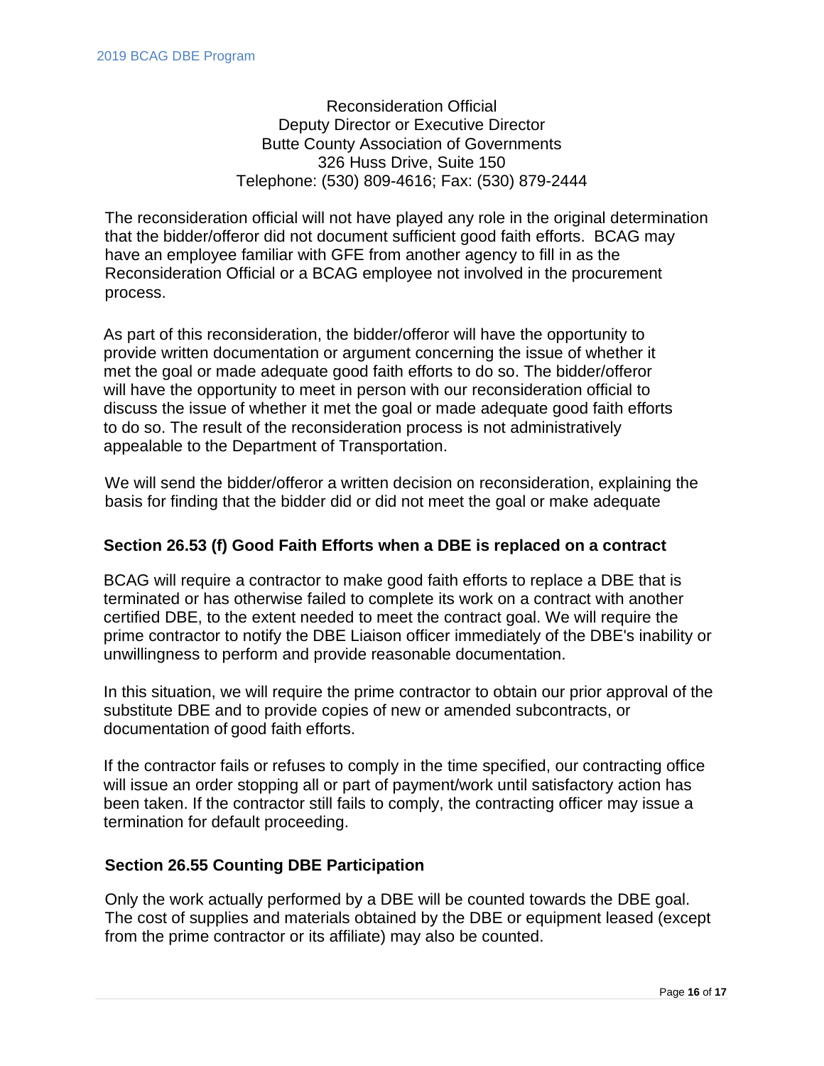Reconsideration Official
Deputy Director or Executive Director
Butte County Association of Governments
326 Huss Drive, Suite 150
Telephone: (530) 809-4616; Fax: (530) 879-2444

The reconsideration official will not have played any role in the original determination that the bidder/offeror did not document sufficient good faith efforts. BCAG may have an employee familiar with GFE from another agency to fill in as the Reconsideration Official or a BCAG employee not involved in the procurement process.

As part of this reconsideration, the bidder/offeror will have the opportunity to provide written documentation or argument concerning the issue of whether it met the goal or made adequate good faith efforts to do so. The bidder/offeror will have the opportunity to meet in person with our reconsideration official to discuss the issue of whether it met the goal or made adequate good faith efforts to do so. The result of the reconsideration process is not administratively appealable to the Department of Transportation.

We will send the bidder/offeror a written decision on reconsideration, explaining the basis for finding that the bidder did or did not meet the goal or make adequate

### Section 26.53 (f) Good Faith Efforts when a DBE is replaced on a contract

BCAG will require a contractor to make good faith efforts to replace a DBE that is terminated or has otherwise failed to complete its work on a contract with another certified DBE, to the extent needed to meet the contract goal. We will require the prime contractor to notify the DBE Liaison officer immediately of the DBE's inability or unwillingness to perform and provide reasonable documentation.

In this situation, we will require the prime contractor to obtain our prior approval of the substitute DBE and to provide copies of new or amended subcontracts, or documentation of good faith efforts.

If the contractor fails or refuses to comply in the time specified, our contracting office will issue an order stopping all or part of payment/work until satisfactory action has been taken. If the contractor still fails to comply, the contracting officer may issue a termination for default proceeding.

### Section 26.55 Counting DBE Participation

Only the work actually performed by a DBE will be counted towards the DBE goal. The cost of supplies and materials obtained by the DBE or equipment leased (except from the prime contractor or its affiliate) may also be counted.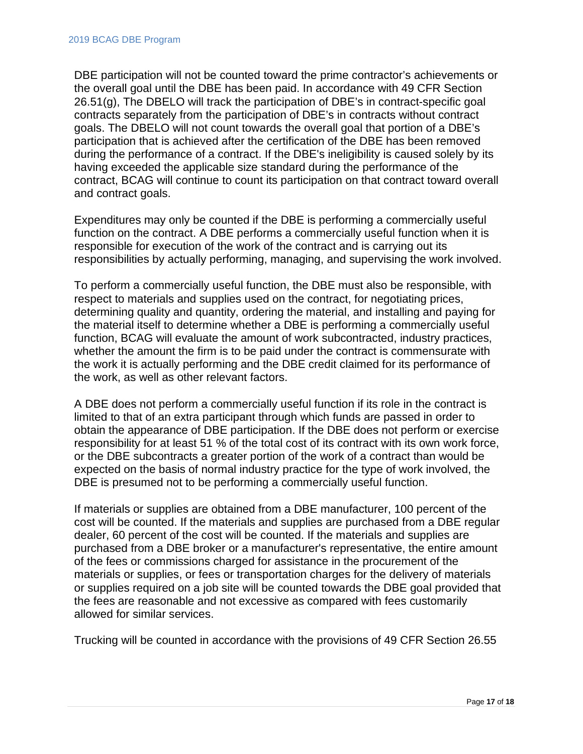DBE participation will not be counted toward the prime contractor's achievements or the overall goal until the DBE has been paid. In accordance with 49 CFR Section 26.51(g), The DBELO will track the participation of DBE's in contract-specific goal contracts separately from the participation of DBE's in contracts without contract goals. The DBELO will not count towards the overall goal that portion of a DBE's participation that is achieved after the certification of the DBE has been removed during the performance of a contract. If the DBE's ineligibility is caused solely by its having exceeded the applicable size standard during the performance of the contract, BCAG will continue to count its participation on that contract toward overall and contract goals.

Expenditures may only be counted if the DBE is performing a commercially useful function on the contract. A DBE performs a commercially useful function when it is responsible for execution of the work of the contract and is carrying out its responsibilities by actually performing, managing, and supervising the work involved.

To perform a commercially useful function, the DBE must also be responsible, with respect to materials and supplies used on the contract, for negotiating prices, determining quality and quantity, ordering the material, and installing and paying for the material itself to determine whether a DBE is performing a commercially useful function, BCAG will evaluate the amount of work subcontracted, industry practices, whether the amount the firm is to be paid under the contract is commensurate with the work it is actually performing and the DBE credit claimed for its performance of the work, as well as other relevant factors.

A DBE does not perform a commercially useful function if its role in the contract is limited to that of an extra participant through which funds are passed in order to obtain the appearance of DBE participation. If the DBE does not perform or exercise responsibility for at least 51 % of the total cost of its contract with its own work force, or the DBE subcontracts a greater portion of the work of a contract than would be expected on the basis of normal industry practice for the type of work involved, the DBE is presumed not to be performing a commercially useful function.

If materials or supplies are obtained from a DBE manufacturer, 100 percent of the cost will be counted. If the materials and supplies are purchased from a DBE regular dealer, 60 percent of the cost will be counted. If the materials and supplies are purchased from a DBE broker or a manufacturer's representative, the entire amount of the fees or commissions charged for assistance in the procurement of the materials or supplies, or fees or transportation charges for the delivery of materials or supplies required on a job site will be counted towards the DBE goal provided that the fees are reasonable and not excessive as compared with fees customarily allowed for similar services.

Trucking will be counted in accordance with the provisions of 49 CFR Section 26.55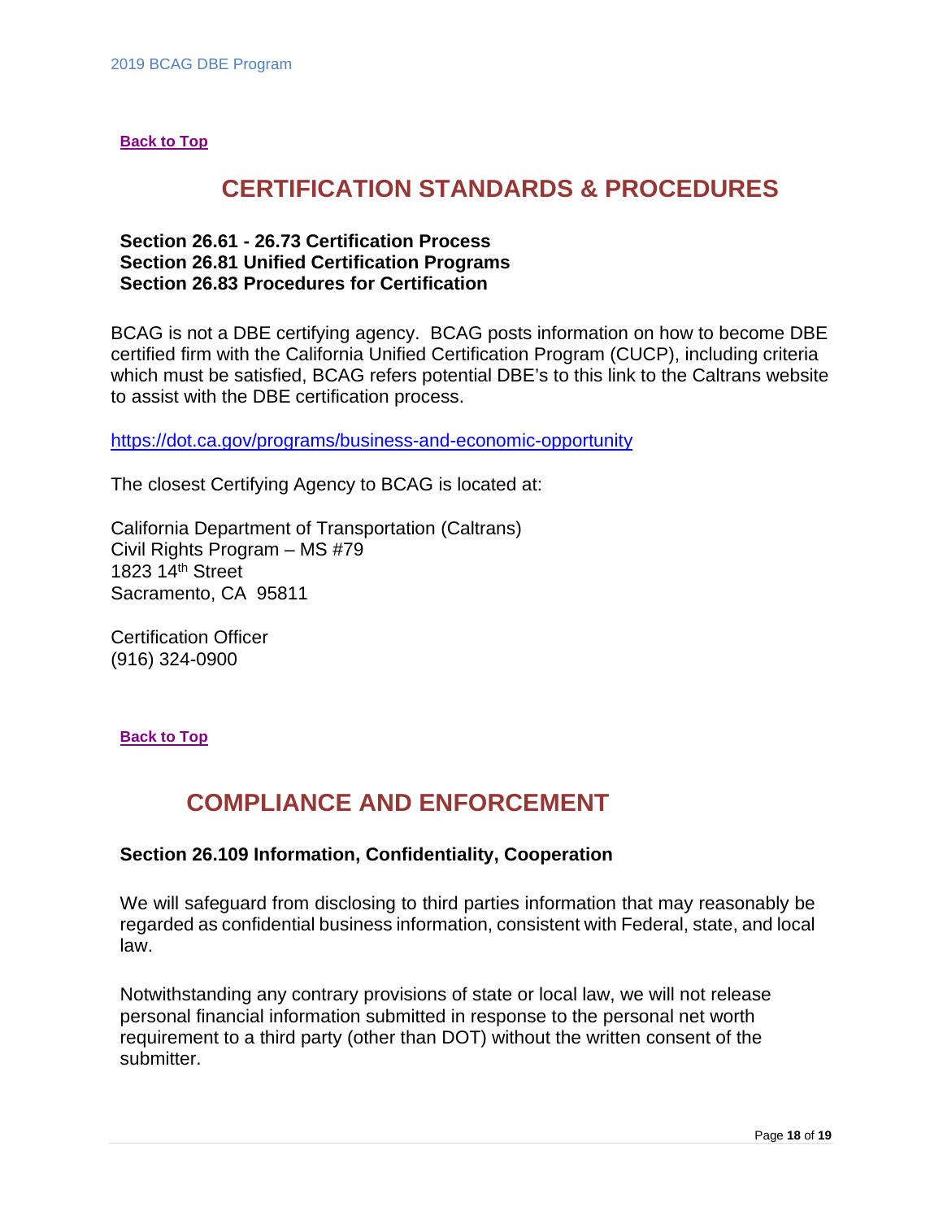**Back to Top**

## CERTIFICATION STANDARDS & PROCEDURES

**Section 26.61 - 26.73 Certification Process**
**Section 26.81 Unified Certification Programs**
**Section 26.83 Procedures for Certification**

BCAG is not a DBE certifying agency. BCAG posts information on how to become DBE certified firm with the California Unified Certification Program (CUCP), including criteria which must be satisfied, BCAG refers potential DBE's to this link to the Caltrans website to assist with the DBE certification process.

https://dot.ca.gov/programs/business-and-economic-opportunity

The closest Certifying Agency to BCAG is located at:

California Department of Transportation (Caltrans)
Civil Rights Program – MS #79
1823 14th Street
Sacramento, CA 95811

Certification Officer
(916) 324-0900

**Back to Top**

## COMPLIANCE AND ENFORCEMENT

**Section 26.109 Information, Confidentiality, Cooperation**

We will safeguard from disclosing to third parties information that may reasonably be regarded as confidential business information, consistent with Federal, state, and local law.

Notwithstanding any contrary provisions of state or local law, we will not release personal financial information submitted in response to the personal net worth requirement to a third party (other than DOT) without the written consent of the submitter.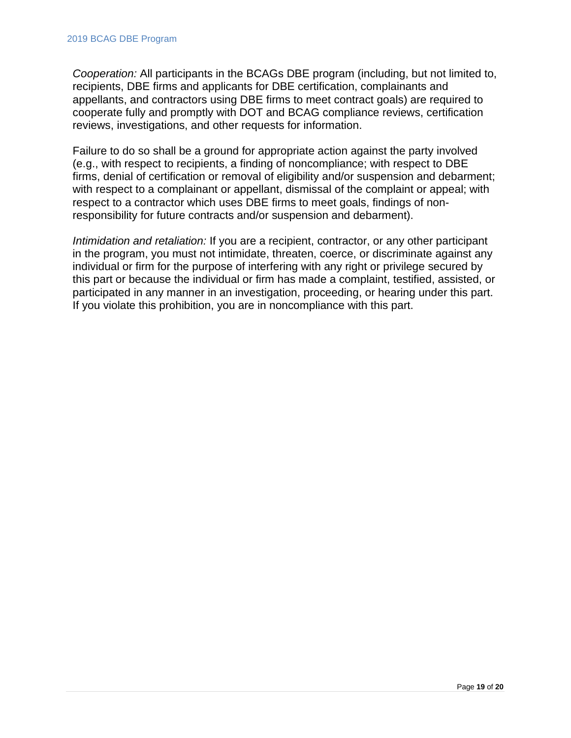*Cooperation:* All participants in the BCAGs DBE program (including, but not limited to, recipients, DBE firms and applicants for DBE certification, complainants and appellants, and contractors using DBE firms to meet contract goals) are required to cooperate fully and promptly with DOT and BCAG compliance reviews, certification reviews, investigations, and other requests for information.

Failure to do so shall be a ground for appropriate action against the party involved (e.g., with respect to recipients, a finding of noncompliance; with respect to DBE firms, denial of certification or removal of eligibility and/or suspension and debarment; with respect to a complainant or appellant, dismissal of the complaint or appeal; with respect to a contractor which uses DBE firms to meet goals, findings of non-responsibility for future contracts and/or suspension and debarment).

*Intimidation and retaliation:* If you are a recipient, contractor, or any other participant in the program, you must not intimidate, threaten, coerce, or discriminate against any individual or firm for the purpose of interfering with any right or privilege secured by this part or because the individual or firm has made a complaint, testified, assisted, or participated in any manner in an investigation, proceeding, or hearing under this part. If you violate this prohibition, you are in noncompliance with this part.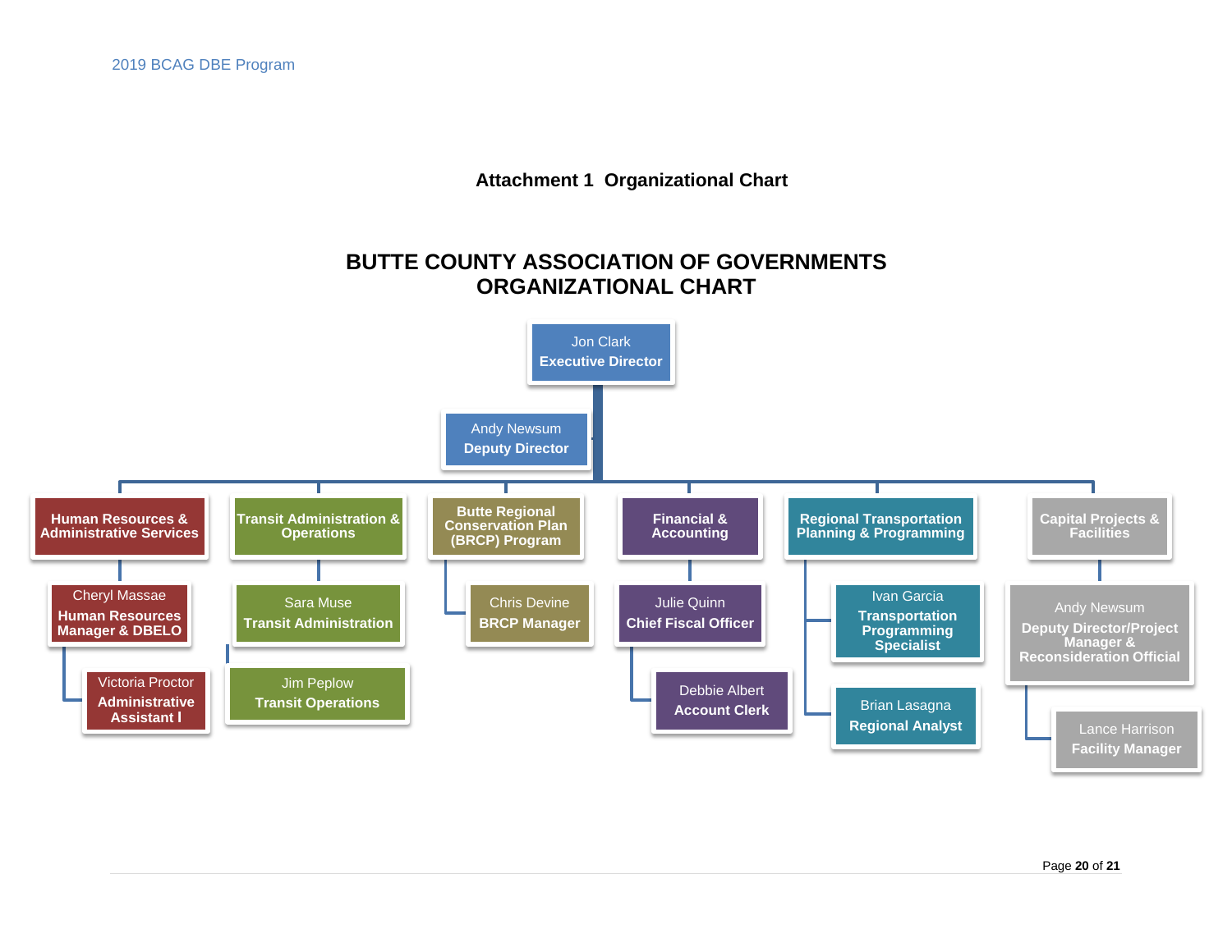**Attachment 1 Organizational Chart**

# BUTTE COUNTY ASSOCIATION OF GOVERNMENTS ORGANIZATIONAL CHART

- Jon Clark, **Executive Director**
  - Andy Newsum, **Deputy Director**
  - **Human Resources & Administrative Services**
    - Cheryl Massae, **Human Resources Manager & DBELO**
      - Victoria Proctor, **Administrative Assistant I**
  - **Transit Administration & Operations**
    - Sara Muse, **Transit Administration**
    - Jim Peplow, **Transit Operations**
  - **Butte Regional Conservation Plan (BRCP) Program**
    - Chris Devine, **BRCP Manager**
  - **Financial & Accounting**
    - Julie Quinn, **Chief Fiscal Officer**
      - Debbie Albert, **Account Clerk**
  - **Regional Transportation Planning & Programming**
    - Ivan Garcia, **Transportation Programming Specialist**
    - Brian Lasagna, **Regional Analyst**
  - **Capital Projects & Facilities**
    - Andy Newsum, **Deputy Director/Project Manager & Reconsideration Official**
      - Lance Harrison, **Facility Manager**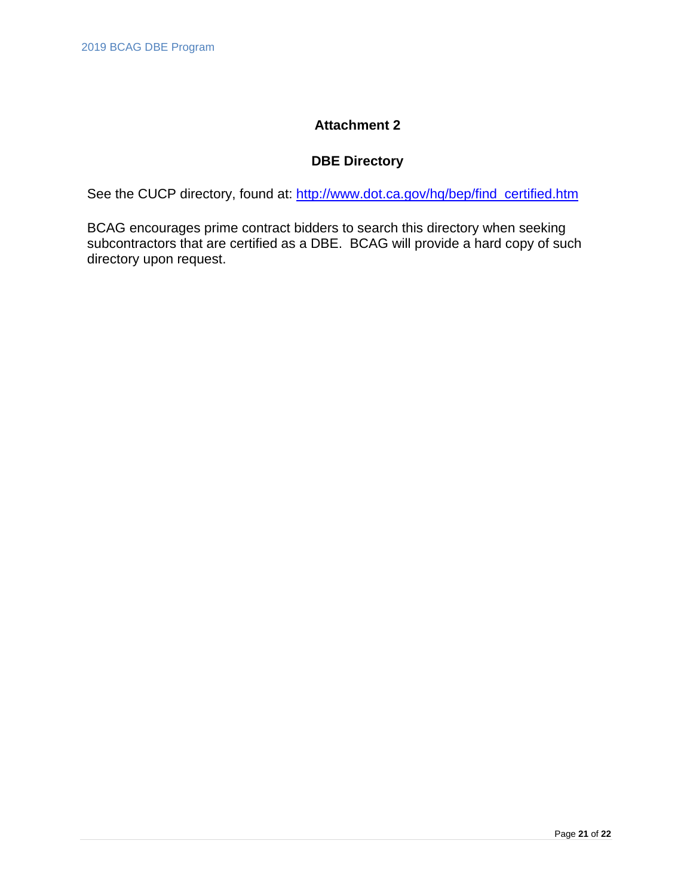# Attachment 2

## DBE Directory

See the CUCP directory, found at: http://www.dot.ca.gov/hq/bep/find_certified.htm

BCAG encourages prime contract bidders to search this directory when seeking subcontractors that are certified as a DBE. BCAG will provide a hard copy of such directory upon request.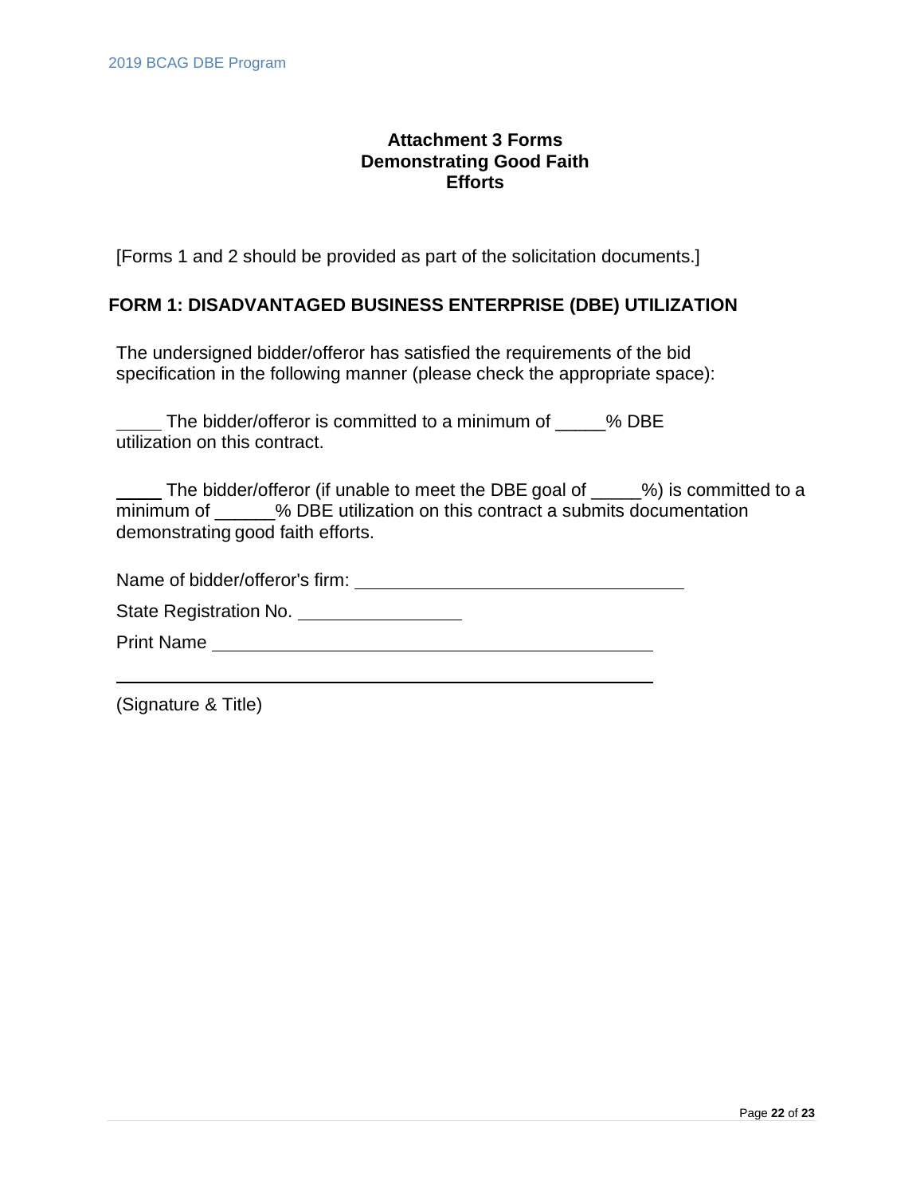# Attachment 3 Forms Demonstrating Good Faith Efforts

[Forms 1 and 2 should be provided as part of the solicitation documents.]

## FORM 1: DISADVANTAGED BUSINESS ENTERPRISE (DBE) UTILIZATION

The undersigned bidder/offeror has satisfied the requirements of the bid specification in the following manner (please check the appropriate space):

_____ The bidder/offeror is committed to a minimum of _____% DBE utilization on this contract.

_____ The bidder/offeror (if unable to meet the DBE goal of _____%) is committed to a minimum of ______% DBE utilization on this contract a submits documentation demonstrating good faith efforts.

Name of bidder/offeror's firm: ________________________________

State Registration No. ________________

Print Name ____________________________________________

____________________________________________

(Signature & Title)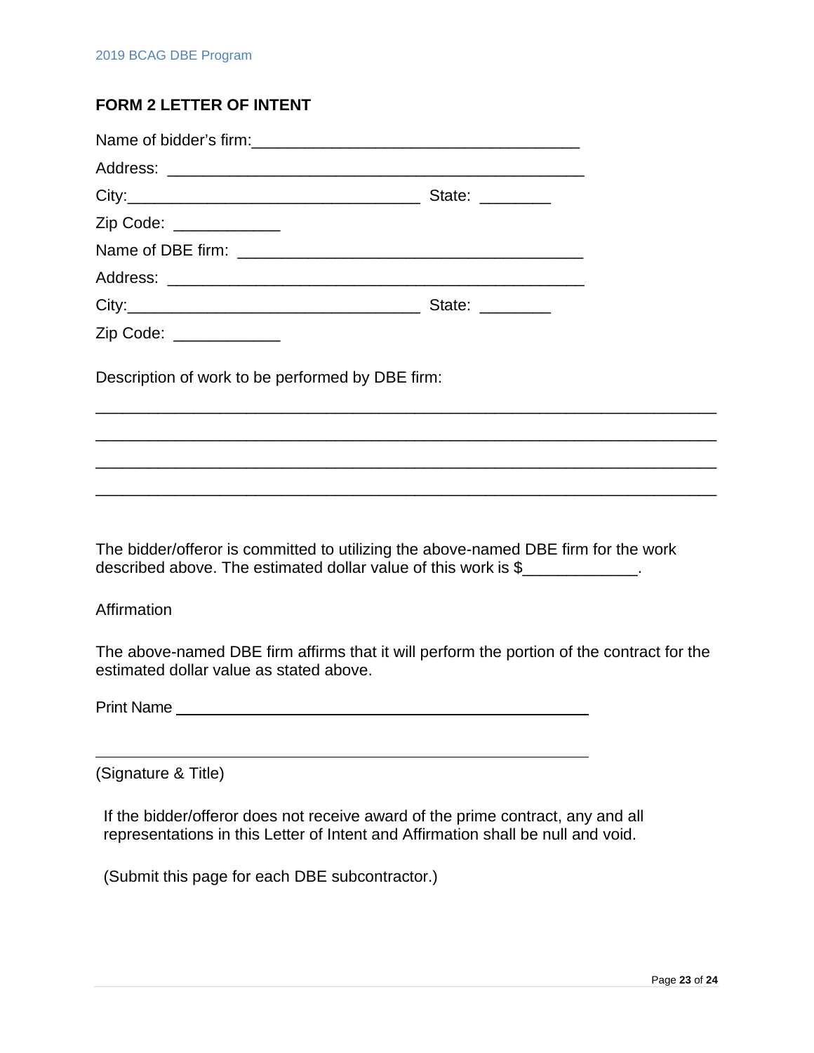## FORM 2 LETTER OF INTENT

Name of bidder's firm:______________________________________

Address: ________________________________________________

City:_________________________________ State: ________

Zip Code: ____________

Name of DBE firm: ________________________________________

Address: ________________________________________________

City:_________________________________ State: ________

Zip Code: ____________

Description of work to be performed by DBE firm:

________________________________________________________________________

________________________________________________________________________

________________________________________________________________________

________________________________________________________________________

The bidder/offeror is committed to utilizing the above-named DBE firm for the work described above. The estimated dollar value of this work is $_____________.

Affirmation

The above-named DBE firm affirms that it will perform the portion of the contract for the estimated dollar value as stated above.

Print Name ______________________________________________

________________________________________________________

(Signature & Title)

If the bidder/offeror does not receive award of the prime contract, any and all representations in this Letter of Intent and Affirmation shall be null and void.

(Submit this page for each DBE subcontractor.)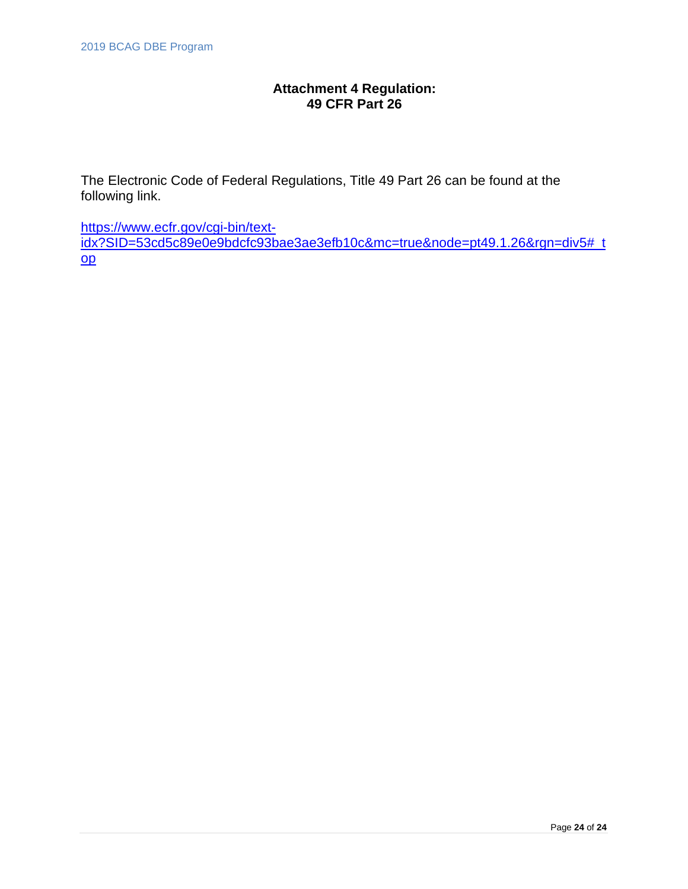## Attachment 4 Regulation: 49 CFR Part 26

The Electronic Code of Federal Regulations, Title 49 Part 26 can be found at the following link.

https://www.ecfr.gov/cgi-bin/text-idx?SID=53cd5c89e0e9bdcfc93bae3ae3efb10c&mc=true&node=pt49.1.26&rgn=div5#_top